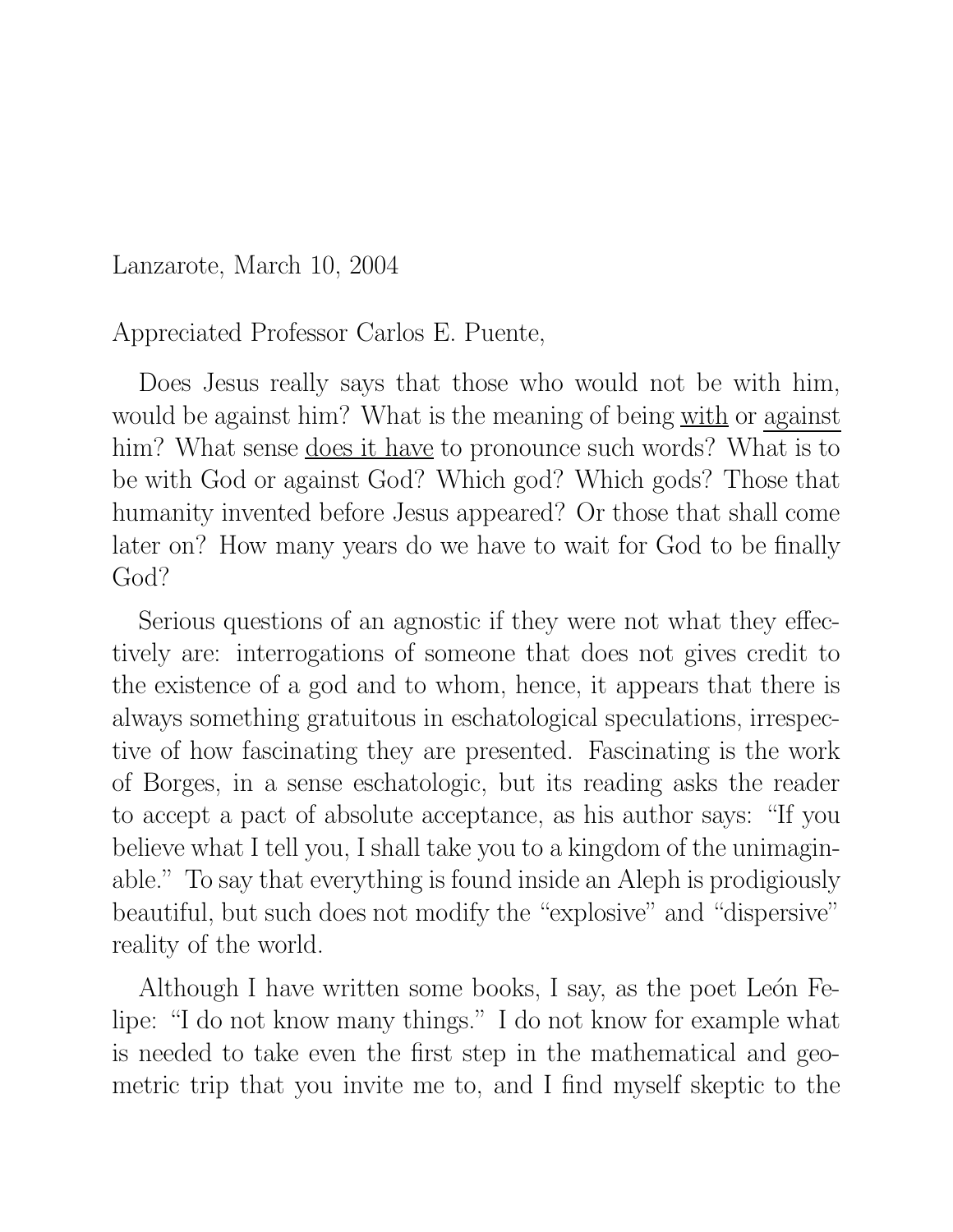Lanzarote, March 10, 2004

Appreciated Professor Carlos E. Puente,

Does Jesus really says that those who would not be with him, would be against him? What is the meaning of being <u>with</u> or <u>against</u> him? What sense <u>does it have</u> to pronounce such words? What is to be with God or against God? Which god? Which gods? Those that humanity invented before Jesus appeared? Or those that shall come later on? How many years do we have to wait for God to be finally God?

Serious questions of an agnostic if they were not what they effectively are: interrogations of someone that does not gives credit to the existence of a god and to whom, hence, it appears that there is always something gratuitous in eschatological speculations, irrespective of how fascinating they are presented. Fascinating is the work of Borges, in a sense eschatologic, but its reading asks the reader to accept a pact of absolute acceptance, as his author says: "If you believe what I tell you, I shall take you to a kingdom of the unimaginable." To say that everything is found inside an Aleph is prodigiously beautiful, but such does not modify the "explosive" and "dispersive" reality of the world.

Although I have written some books, I say, as the poet León Felipe: "I do not know many things." I do not know for example what is needed to take even the first step in the mathematical and geometric trip that you invite me to, and I find myself skeptic to the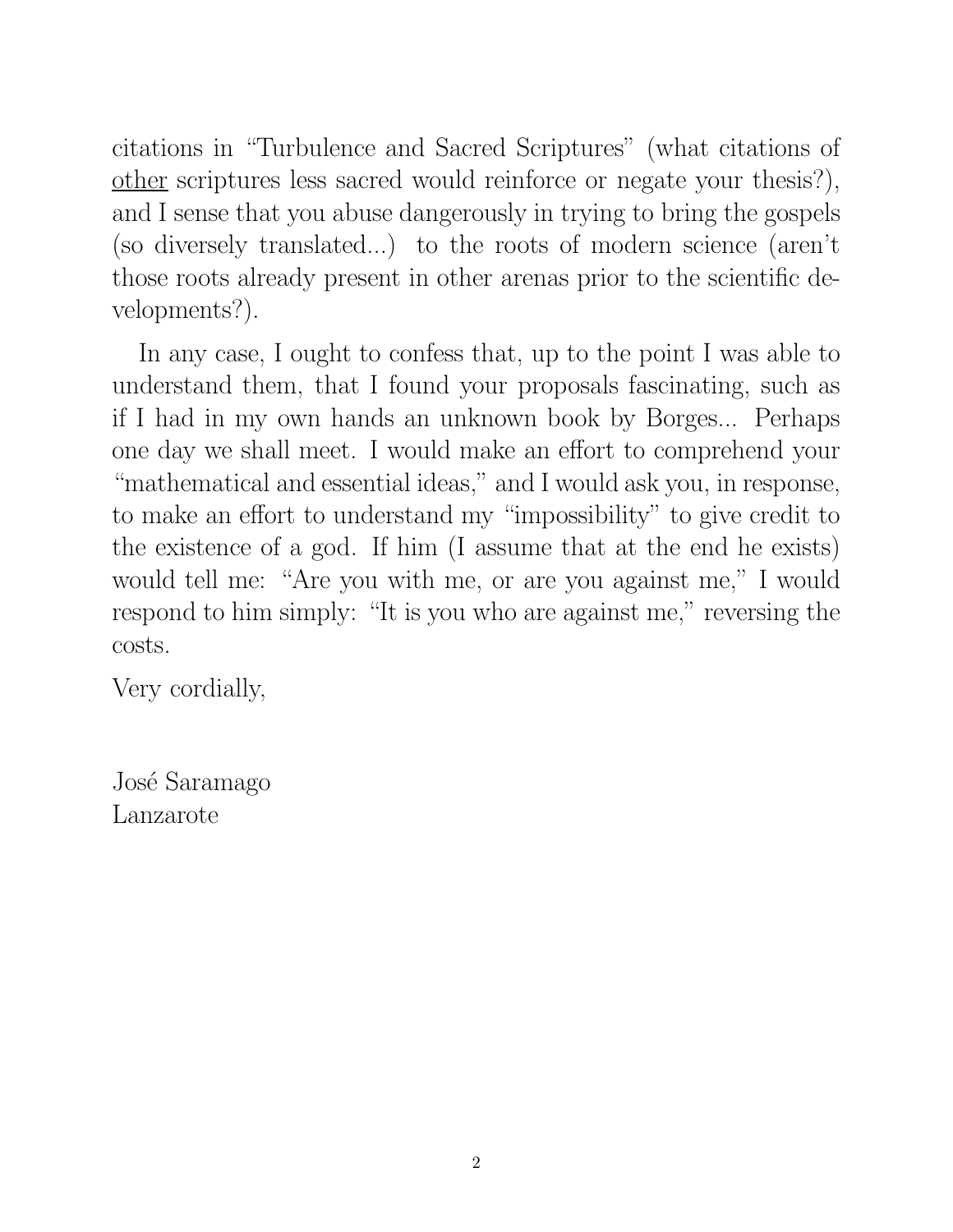citations in "Turbulence and Sacred Scriptures" (what citations of <u>other</u> scriptures less sacred would reinforce or negate your thesis?), and I sense that you abuse dangerously in trying to bring the gospels (so diversely translated...) to the roots of modern science (aren't those roots already present in other arenas prior to the scientific developments?).

In any case, I ought to confess that, up to the point I was able to understand them, that I found your proposals fascinating, such as if I had in my own hands an unknown book by Borges... Perhaps one day we shall meet. I would make an effort to comprehend your "mathematical and essential ideas," and I would ask you, in response, to make an effort to understand my "impossibility" to give credit to the existence of a god. If him (I assume that at the end he exists) would tell me: "Are you with me, or are you against me," I would respond to him simply: "It is you who are against me," reversing the costs.

Very cordially,

José Saramago  
Lanzarote